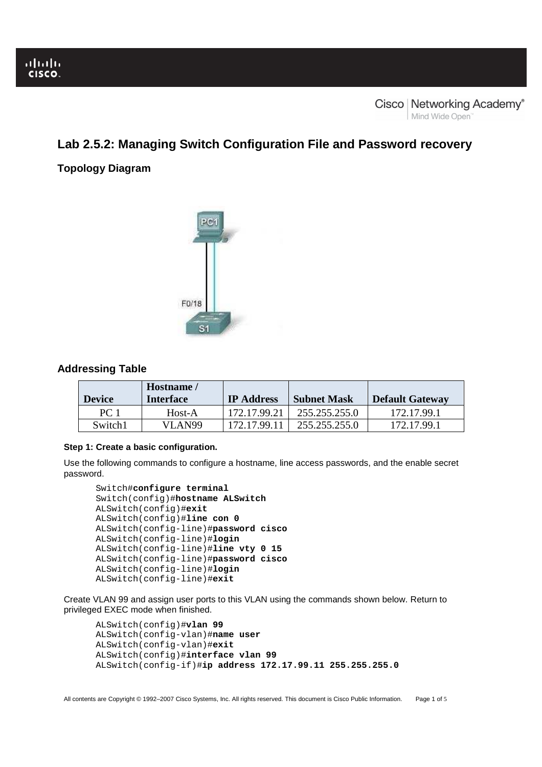# Lab 2.5.2: Managing Switch Configuration File and Password recovery

## Topology Diagram

## Addressing Table

| Device | Hostname / Interface | IP Address | Subnet Mask | Default Gateway |
|---|---|---|---|---|
| PC 1 | Host-A | 172.17.99.21 | 255.255.255.0 | 172.17.99.1 |
| Switch1 | VLAN99 | 172.17.99.11 | 255.255.255.0 | 172.17.99.1 |

#### Step 1: Create a basic configuration.

Use the following commands to configure a hostname, line access passwords, and the enable secret password.

```
Switch#configure terminal
Switch(config)#hostname ALSwitch
ALSwitch(config)#exit
ALSwitch(config)#line con 0
ALSwitch(config-line)#password cisco
ALSwitch(config-line)#login
ALSwitch(config-line)#line vty 0 15
ALSwitch(config-line)#password cisco
ALSwitch(config-line)#login
ALSwitch(config-line)#exit
```

Create VLAN 99 and assign user ports to this VLAN using the commands shown below. Return to privileged EXEC mode when finished.

```
ALSwitch(config)#vlan 99
ALSwitch(config-vlan)#name user
ALSwitch(config-vlan)#exit
ALSwitch(config)#interface vlan 99
ALSwitch(config-if)#ip address 172.17.99.11 255.255.255.0
```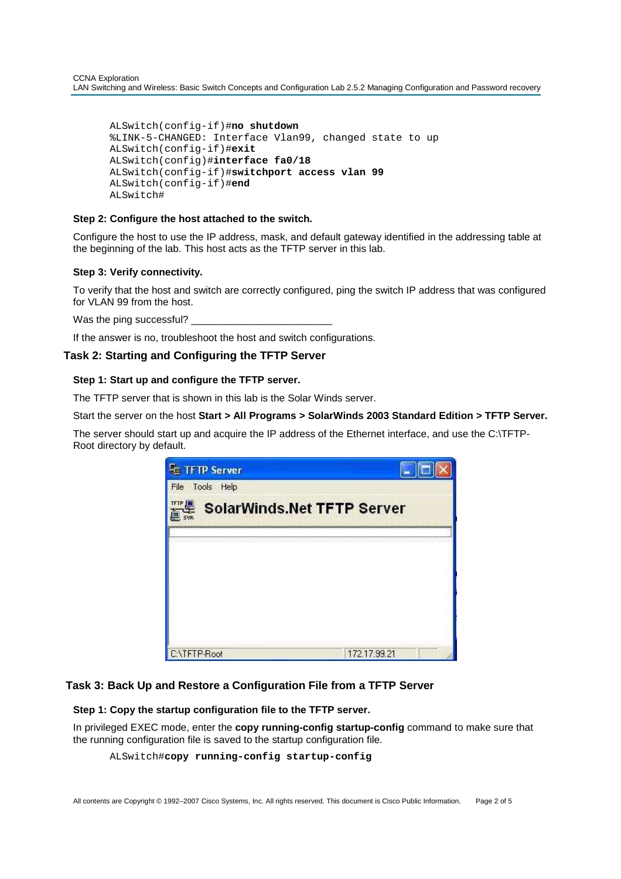```
ALSwitch(config-if)#no shutdown
%LINK-5-CHANGED: Interface Vlan99, changed state to up
ALSwitch(config-if)#exit
ALSwitch(config)#interface fa0/18
ALSwitch(config-if)#switchport access vlan 99
ALSwitch(config-if)#end
ALSwitch#
```

### Step 2: Configure the host attached to the switch.

Configure the host to use the IP address, mask, and default gateway identified in the addressing table at the beginning of the lab. This host acts as the TFTP server in this lab.

### Step 3: Verify connectivity.

To verify that the host and switch are correctly configured, ping the switch IP address that was configured for VLAN 99 from the host.

Was the ping successful? ________________________

If the answer is no, troubleshoot the host and switch configurations.

## Task 2: Starting and Configuring the TFTP Server

### Step 1: Start up and configure the TFTP server.

The TFTP server that is shown in this lab is the Solar Winds server.

Start the server on the host **Start > All Programs > SolarWinds 2003 Standard Edition > TFTP Server.**

The server should start up and acquire the IP address of the Ethernet interface, and use the C:\TFTP-Root directory by default.

## Task 3: Back Up and Restore a Configuration File from a TFTP Server

### Step 1: Copy the startup configuration file to the TFTP server.

In privileged EXEC mode, enter the **copy running-config startup-config** command to make sure that the running configuration file is saved to the startup configuration file.

```
ALSwitch#copy running-config startup-config
```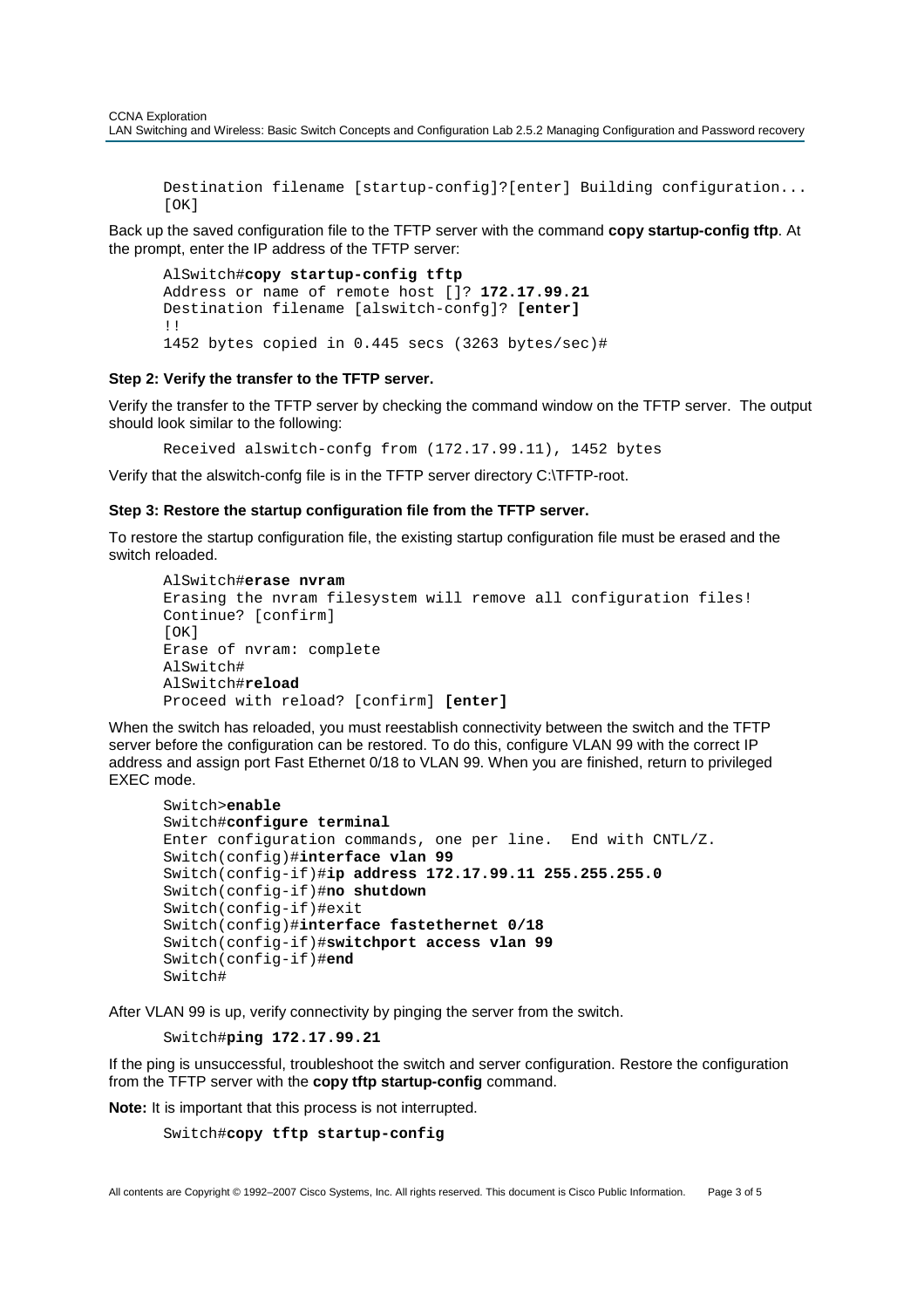```
Destination filename [startup-config]?[enter] Building configuration...
[OK]
```

Back up the saved configuration file to the TFTP server with the command **copy startup-config tftp**. At the prompt, enter the IP address of the TFTP server:

```
AlSwitch#copy startup-config tftp
Address or name of remote host []? 172.17.99.21
Destination filename [alswitch-confg]? [enter]
!!
1452 bytes copied in 0.445 secs (3263 bytes/sec)#
```

**Step 2: Verify the transfer to the TFTP server.**

Verify the transfer to the TFTP server by checking the command window on the TFTP server. The output should look similar to the following:

```
Received alswitch-confg from (172.17.99.11), 1452 bytes
```

Verify that the alswitch-confg file is in the TFTP server directory C:\TFTP-root.

**Step 3: Restore the startup configuration file from the TFTP server.**

To restore the startup configuration file, the existing startup configuration file must be erased and the switch reloaded.

```
AlSwitch#erase nvram
Erasing the nvram filesystem will remove all configuration files!
Continue? [confirm]
[OK]
Erase of nvram: complete
AlSwitch#
AlSwitch#reload
Proceed with reload? [confirm] [enter]
```

When the switch has reloaded, you must reestablish connectivity between the switch and the TFTP server before the configuration can be restored. To do this, configure VLAN 99 with the correct IP address and assign port Fast Ethernet 0/18 to VLAN 99. When you are finished, return to privileged EXEC mode.

```
Switch>enable
Switch#configure terminal
Enter configuration commands, one per line.  End with CNTL/Z.
Switch(config)#interface vlan 99
Switch(config-if)#ip address 172.17.99.11 255.255.255.0
Switch(config-if)#no shutdown
Switch(config-if)#exit
Switch(config)#interface fastethernet 0/18
Switch(config-if)#switchport access vlan 99
Switch(config-if)#end
Switch#
```

After VLAN 99 is up, verify connectivity by pinging the server from the switch.

```
Switch#ping 172.17.99.21
```

If the ping is unsuccessful, troubleshoot the switch and server configuration. Restore the configuration from the TFTP server with the **copy tftp startup-config** command.

**Note:** It is important that this process is not interrupted.

```
Switch#copy tftp startup-config
```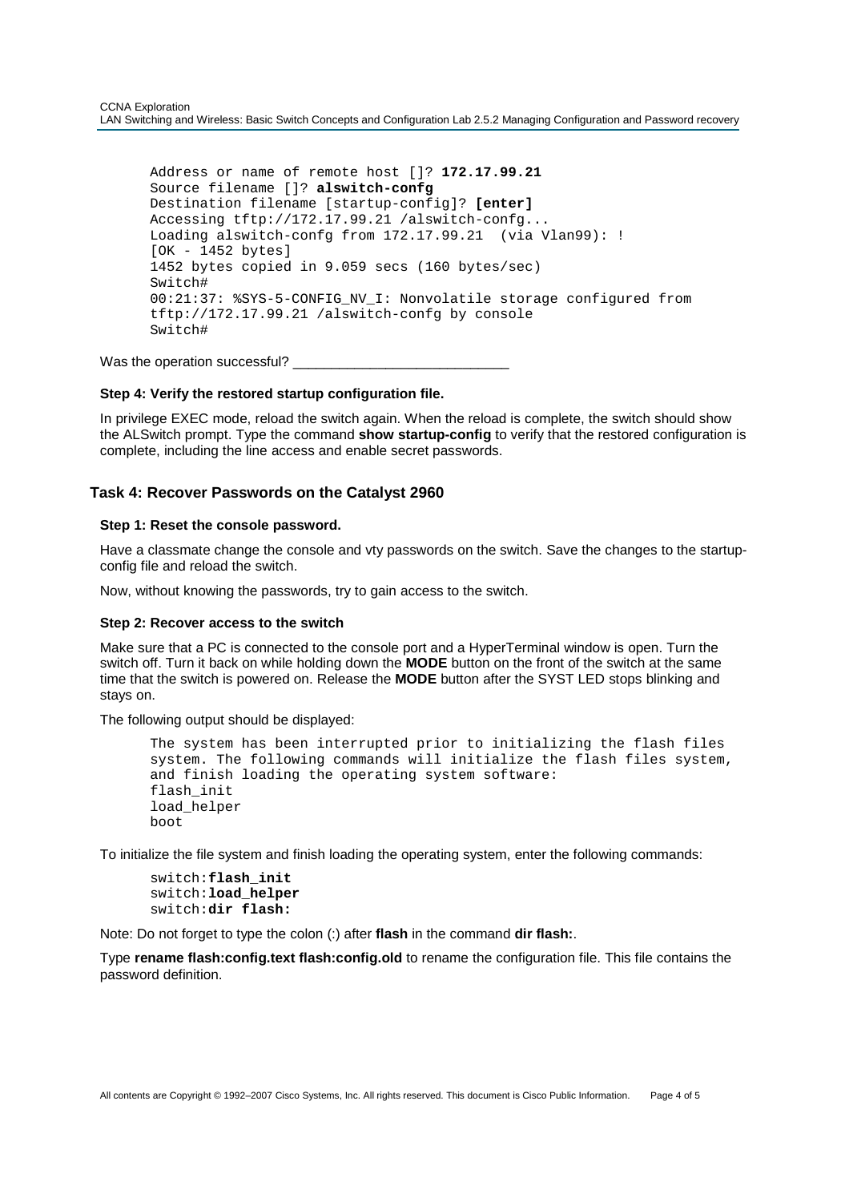```
Address or name of remote host []? 172.17.99.21
Source filename []? alswitch-confg
Destination filename [startup-config]? [enter]
Accessing tftp://172.17.99.21 /alswitch-confg...
Loading alswitch-confg from 172.17.99.21  (via Vlan99): !
[OK - 1452 bytes]
1452 bytes copied in 9.059 secs (160 bytes/sec)
Switch#
00:21:37: %SYS-5-CONFIG_NV_I: Nonvolatile storage configured from
tftp://172.17.99.21 /alswitch-confg by console
Switch#
```

Was the operation successful? ___________________________

#### Step 4: Verify the restored startup configuration file.

In privilege EXEC mode, reload the switch again. When the reload is complete, the switch should show the ALSwitch prompt. Type the command **show startup-config** to verify that the restored configuration is complete, including the line access and enable secret passwords.

### Task 4: Recover Passwords on the Catalyst 2960

#### Step 1: Reset the console password.

Have a classmate change the console and vty passwords on the switch. Save the changes to the startup-config file and reload the switch.

Now, without knowing the passwords, try to gain access to the switch.

#### Step 2: Recover access to the switch

Make sure that a PC is connected to the console port and a HyperTerminal window is open. Turn the switch off. Turn it back on while holding down the **MODE** button on the front of the switch at the same time that the switch is powered on. Release the **MODE** button after the SYST LED stops blinking and stays on.

The following output should be displayed:

```
The system has been interrupted prior to initializing the flash files
system. The following commands will initialize the flash files system,
and finish loading the operating system software:
flash_init
load_helper
boot
```

To initialize the file system and finish loading the operating system, enter the following commands:

```
switch:flash_init
switch:load_helper
switch:dir flash:
```

Note: Do not forget to type the colon (:) after **flash** in the command **dir flash:**.

Type **rename flash:config.text flash:config.old** to rename the configuration file. This file contains the password definition.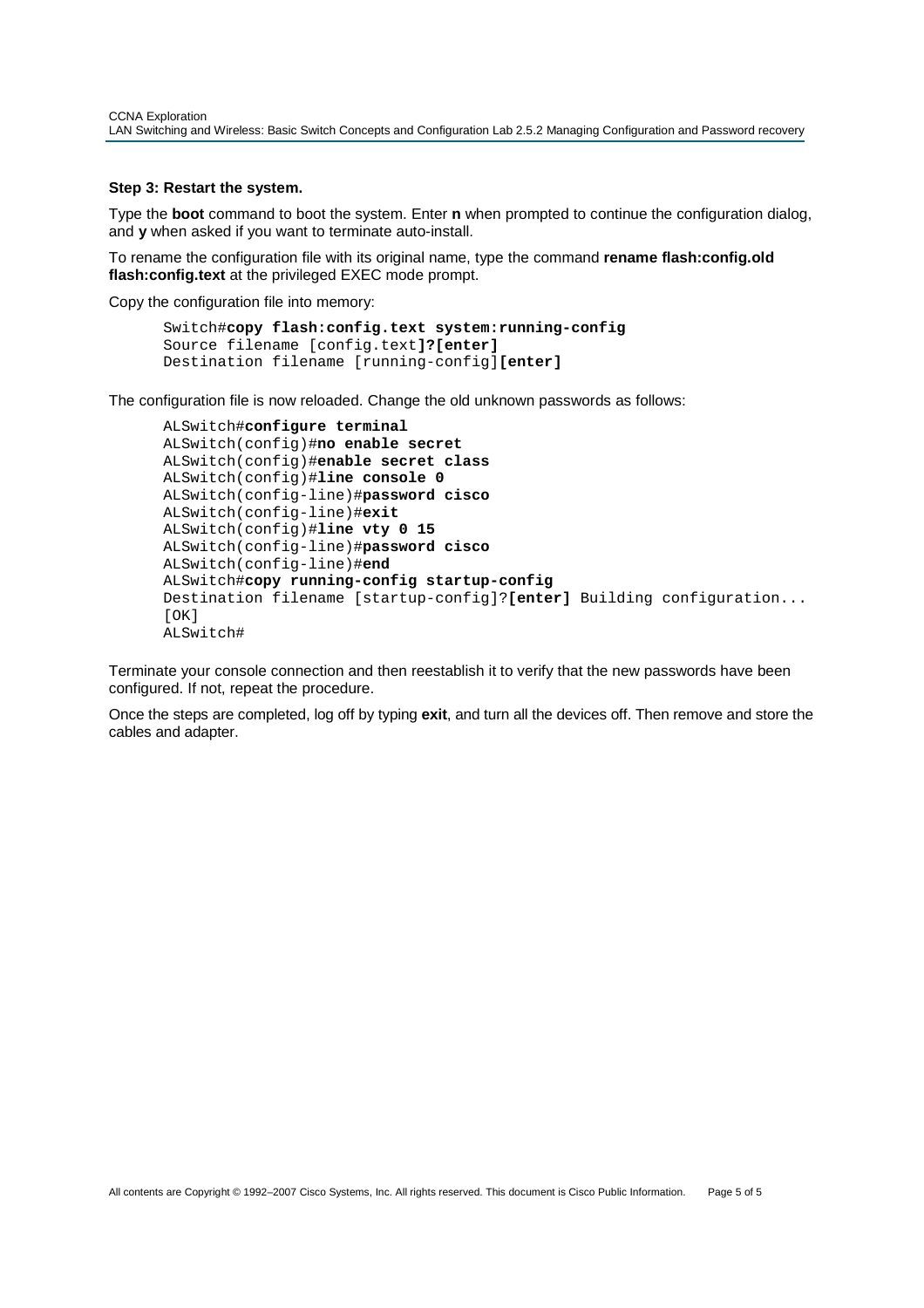#### Step 3: Restart the system.

Type the **boot** command to boot the system. Enter **n** when prompted to continue the configuration dialog, and **y** when asked if you want to terminate auto-install.

To rename the configuration file with its original name, type the command **rename flash:config.old flash:config.text** at the privileged EXEC mode prompt.

Copy the configuration file into memory:

```
Switch#copy flash:config.text system:running-config
Source filename [config.text]?[enter]
Destination filename [running-config][enter]
```

The configuration file is now reloaded. Change the old unknown passwords as follows:

```
ALSwitch#configure terminal
ALSwitch(config)#no enable secret
ALSwitch(config)#enable secret class
ALSwitch(config)#line console 0
ALSwitch(config-line)#password cisco
ALSwitch(config-line)#exit
ALSwitch(config)#line vty 0 15
ALSwitch(config-line)#password cisco
ALSwitch(config-line)#end
ALSwitch#copy running-config startup-config
Destination filename [startup-config]?[enter] Building configuration...
[OK]
ALSwitch#
```

Terminate your console connection and then reestablish it to verify that the new passwords have been configured. If not, repeat the procedure.

Once the steps are completed, log off by typing **exit**, and turn all the devices off. Then remove and store the cables and adapter.